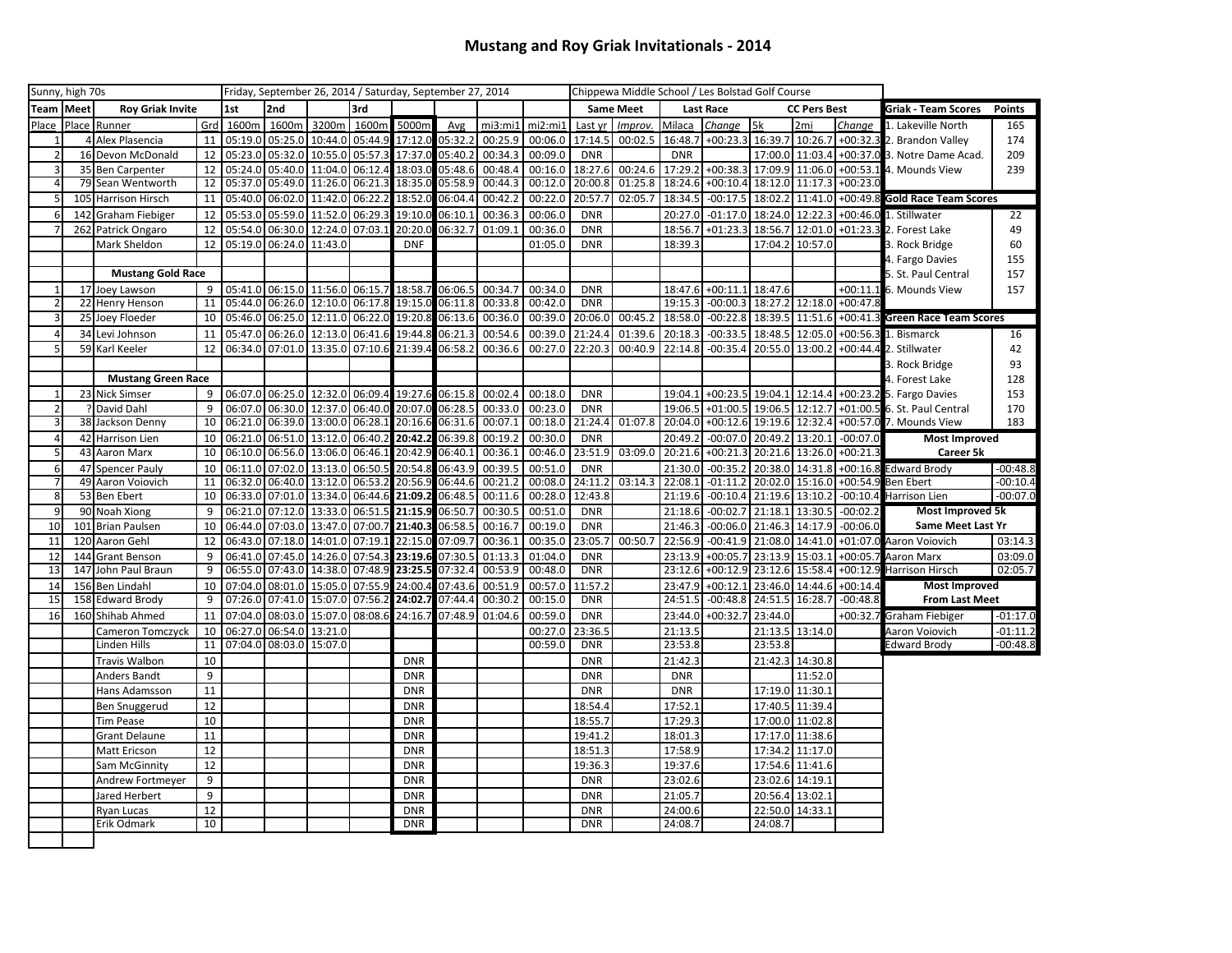# Mustang and Roy Griak Invitationals - 2014

| Sunny, high 70s | | | | Friday, September 26, 2014 / Saturday, September 27, 2014 | | | | | | | | Chippewa Middle School / Les Bolstad Golf Course | | | | | | |
|---|---|---|---|---|---|---|---|---|---|---|---|---|---|---|---|---|---|---|
| Team | Meet | Roy Griak Invite | | 1st | 2nd | | 3rd | | | | | Same Meet | | Last Race | | CC Pers Best | | |
| Place | Place | Runner | Grd | 1600m | 1600m | 3200m | 1600m | 5000m | Avg | mi3:mi1 | mi2:mi1 | Last yr | Improv. | Milaca | Change | 5k | 2mi | Change |
| 1 | 4 | Alex Plasencia | 11 | 05:19.0 | 05:25.0 | 10:44.0 | 05:44.9 | 17:12.0 | 05:32.2 | 00:25.9 | 00:06.0 | 17:14.5 | 00:02.5 | 16:48.7 | +00:23.3 | 16:39.7 | 10:26.7 | +00:32.3 |
| 2 | 16 | Devon McDonald | 12 | 05:23.0 | 05:32.0 | 10:55.0 | 05:57.3 | 17:37.0 | 05:40.2 | 00:34.3 | 00:09.0 | DNR | | DNR | | 17:00.0 | 11:03.4 | +00:37.0 |
| 3 | 35 | Ben Carpenter | 12 | 05:24.0 | 05:40.0 | 11:04.0 | 06:12.4 | 18:03.0 | 05:48.6 | 00:48.4 | 00:16.0 | 18:27.6 | 00:24.6 | 17:29.2 | +00:38.3 | 17:09.9 | 11:06.0 | +00:53.1 |
| 4 | 79 | Sean Wentworth | 12 | 05:37.0 | 05:49.0 | 11:26.0 | 06:21.3 | 18:35.0 | 05:58.9 | 00:44.3 | 00:12.0 | 20:00.8 | 01:25.8 | 18:24.6 | +00:10.4 | 18:12.0 | 11:17.3 | +00:23.0 |
| 5 | 105 | Harrison Hirsch | 11 | 05:40.0 | 06:02.0 | 11:42.0 | 06:22.2 | 18:52.0 | 06:04.4 | 00:42.2 | 00:22.0 | 20:57.7 | 02:05.7 | 18:34.5 | -00:17.5 | 18:02.2 | 11:41.0 | +00:49.8 |
| 6 | 142 | Graham Fiebiger | 12 | 05:53.0 | 05:59.0 | 11:52.0 | 06:29.3 | 19:10.0 | 06:10.1 | 00:36.3 | 00:06.0 | DNR | | 20:27.0 | -01:17.0 | 18:24.2 | 12:22.3 | +00:46.0 |
| 7 | 262 | Patrick Ongaro | 12 | 05:54.0 | 06:30.0 | 12:24.0 | 07:03.1 | 20:20.0 | 06:32.7 | 01:09.1 | 00:36.0 | DNR | | 18:56.7 | +01:23.3 | 18:56.7 | 12:01.0 | +01:23.3 |
| | | Mark Sheldon | 12 | 05:19.0 | 06:24.0 | 11:43.0 | | DNF | | | 01:05.0 | DNR | | 18:39.3 | | 17:04.2 | 10:57.0 | |
| | | | | | | | | | | | | | | | | | | |
| | | **Mustang Gold Race** | | | | | | | | | | | | | | | | |
| 1 | 17 | Joey Lawson | 9 | 05:41.0 | 06:15.0 | 11:56.0 | 06:15.7 | 18:58.7 | 06:06.5 | 00:34.7 | 00:34.0 | DNR | | 18:47.6 | +00:11.1 | 18:47.6 | | +00:11.1 |
| 2 | 22 | Henry Henson | 11 | 05:44.0 | 06:26.0 | 12:10.0 | 06:17.8 | 19:15.0 | 06:11.8 | 00:33.8 | 00:42.0 | DNR | | 19:15.3 | -00:00.3 | 18:27.2 | 12:18.0 | +00:47.8 |
| 3 | 25 | Joey Floeder | 10 | 05:46.0 | 06:25.0 | 12:11.0 | 06:22.0 | 19:20.8 | 06:13.6 | 00:36.0 | 00:39.0 | 20:06.0 | 00:45.2 | 18:58.0 | -00:22.8 | 18:39.5 | 11:51.6 | +00:41.3 |
| 4 | 34 | Levi Johnson | 11 | 05:47.0 | 06:26.0 | 12:13.0 | 06:41.6 | 19:44.8 | 06:21.3 | 00:54.6 | 00:39.0 | 21:24.4 | 01:39.6 | 20:18.3 | -00:33.5 | 18:48.5 | 12:05.0 | +00:56.3 |
| 5 | 59 | Karl Keeler | 12 | 06:34.0 | 07:01.0 | 13:35.0 | 07:10.6 | 21:39.4 | 06:58.2 | 00:36.6 | 00:27.0 | 22:20.3 | 00:40.9 | 22:14.8 | -00:35.4 | 20:55.0 | 13:00.2 | +00:44.4 |
| | | | | | | | | | | | | | | | | | | |
| | | **Mustang Green Race** | | | | | | | | | | | | | | | | |
| 1 | 23 | Nick Simser | 9 | 06:07.0 | 06:25.0 | 12:32.0 | 06:09.4 | 19:27.6 | 06:15.8 | 00:02.4 | 00:18.0 | DNR | | 19:04.1 | +00:23.5 | 19:04.1 | 12:14.4 | +00:23.2 |
| 2 | ? | David Dahl | 9 | 06:07.0 | 06:30.0 | 12:37.0 | 06:40.0 | 20:07.0 | 06:28.5 | 00:33.0 | 00:23.0 | DNR | | 19:06.5 | +01:00.5 | 19:06.5 | 12:12.7 | +01:00.5 |
| 3 | 38 | Jackson Denny | 10 | 06:21.0 | 06:39.0 | 13:00.0 | 06:28.1 | 20:16.6 | 06:31.6 | 00:07.1 | 00:18.0 | 21:24.4 | 01:07.8 | 20:04.0 | +00:12.6 | 19:19.6 | 12:32.4 | +00:57.0 |
| 4 | 42 | Harrison Lien | 10 | 06:21.0 | 06:51.0 | 13:12.0 | 06:40.2 | **20:42.2** | 06:39.8 | 00:19.2 | 00:30.0 | DNR | | 20:49.2 | -00:07.0 | 20:49.2 | 13:20.1 | -00:07.0 |
| 5 | 43 | Aaron Marx | 10 | 06:10.0 | 06:56.0 | 13:06.0 | 06:46.1 | 20:42.9 | 06:40.1 | 00:36.1 | 00:46.0 | 23:51.9 | 03:09.0 | 20:21.6 | +00:21.3 | 20:21.6 | 13:26.0 | +00:21.3 |
| 6 | 47 | Spencer Pauly | 10 | 06:11.0 | 07:02.0 | 13:13.0 | 06:50.5 | 20:54.8 | 06:43.9 | 00:39.5 | 00:51.0 | DNR | | 21:30.0 | -00:35.2 | 20:38.0 | 14:31.8 | +00:16.8 |
| 7 | 49 | Aaron Voiovich | 11 | 06:32.0 | 06:40.0 | 13:12.0 | 06:53.2 | 20:56.9 | 06:44.6 | 00:21.2 | 00:08.0 | 24:11.2 | 03:14.3 | 22:08.1 | -01:11.2 | 20:02.0 | 15:16.0 | +00:54.9 |
| 8 | 53 | Ben Ebert | 10 | 06:33.0 | 07:01.0 | 13:34.0 | 06:44.6 | **21:09.2** | 06:48.5 | 00:11.6 | 00:28.0 | 12:43.8 | | 21:19.6 | -00:10.4 | 21:19.6 | 13:10.2 | -00:10.4 |
| 9 | 90 | Noah Xiong | 9 | 06:21.0 | 07:12.0 | 13:33.0 | 06:51.5 | **21:15.9** | 06:50.7 | 00:30.5 | 00:51.0 | DNR | | 21:18.6 | -00:02.7 | 21:18.1 | 13:30.5 | -00:02.2 |
| 10 | 101 | Brian Paulsen | 10 | 06:44.0 | 07:03.0 | 13:47.0 | 07:00.7 | **21:40.3** | 06:58.5 | 00:16.7 | 00:19.0 | DNR | | 21:46.3 | -00:06.0 | 21:46.3 | 14:17.9 | -00:06.0 |
| 11 | 120 | Aaron Gehl | 12 | 06:43.0 | 07:18.0 | 14:01.0 | 07:19.1 | 22:15.0 | 07:09.7 | 00:36.1 | 00:35.0 | 23:05.7 | 00:50.7 | 22:56.9 | -00:41.9 | 21:08.0 | 14:41.0 | +01:07.0 |
| 12 | 144 | Grant Benson | 9 | 06:41.0 | 07:45.0 | 14:26.0 | 07:54.3 | **23:19.6** | 07:30.5 | 01:13.3 | 01:04.0 | DNR | | 23:13.9 | +00:05.7 | 23:13.9 | 15:03.1 | +00:05.7 |
| 13 | 147 | John Paul Braun | 9 | 06:55.0 | 07:43.0 | 14:38.0 | 07:48.9 | **23:25.5** | 07:32.4 | 00:53.9 | 00:48.0 | DNR | | 23:12.6 | +00:12.9 | 23:12.6 | 15:58.4 | +00:12.9 |
| 14 | 156 | Ben Lindahl | 10 | 07:04.0 | 08:01.0 | 15:05.0 | 07:55.9 | 24:00.4 | 07:43.6 | 00:51.9 | 00:57.0 | 11:57.2 | | 23:47.9 | +00:12.1 | 23:46.0 | 14:44.6 | +00:14.4 |
| 15 | 158 | Edward Brody | 9 | 07:26.0 | 07:41.0 | 15:07.0 | 07:56.2 | **24:02.7** | 07:44.4 | 00:30.2 | 00:15.0 | DNR | | 24:51.5 | -00:48.8 | 24:51.5 | 16:28.7 | -00:48.8 |
| 16 | 160 | Shihab Ahmed | 11 | 07:04.0 | 08:03.0 | 15:07.0 | 08:08.6 | 24:16.7 | 07:48.9 | 01:04.6 | 00:59.0 | DNR | | 23:44.0 | +00:32.7 | 23:44.0 | | +00:32.7 |
| | | Cameron Tomczyck | 10 | 06:27.0 | 06:54.0 | 13:21.0 | | | | | 00:27.0 | 23:36.5 | | 21:13.5 | | 21:13.5 | 13:14.0 | |
| | | Linden Hills | 11 | 07:04.0 | 08:03.0 | 15:07.0 | | | | | 00:59.0 | DNR | | 23:53.8 | | 23:53.8 | | |
| | | Travis Walbon | 10 | | | | | DNR | | | | DNR | | 21:42.3 | | 21:42.3 | 14:30.8 | |
| | | Anders Bandt | 9 | | | | | DNR | | | | DNR | | DNR | | | 11:52.0 | |
| | | Hans Adamsson | 11 | | | | | DNR | | | | DNR | | DNR | | 17:19.0 | 11:30.1 | |
| | | Ben Snuggerud | 12 | | | | | DNR | | | | 18:54.4 | | 17:52.1 | | 17:40.5 | 11:39.4 | |
| | | Tim Pease | 10 | | | | | DNR | | | | 18:55.7 | | 17:29.3 | | 17:00.0 | 11:02.8 | |
| | | Grant Delaune | 11 | | | | | DNR | | | | 19:41.2 | | 18:01.3 | | 17:17.0 | 11:38.6 | |
| | | Matt Ericson | 12 | | | | | DNR | | | | 18:51.3 | | 17:58.9 | | 17:34.2 | 11:17.0 | |
| | | Sam McGinnity | 12 | | | | | DNR | | | | 19:36.3 | | 19:37.6 | | 17:54.6 | 11:41.6 | |
| | | Andrew Fortmeyer | 9 | | | | | DNR | | | | DNR | | 23:02.6 | | 23:02.6 | 14:19.1 | |
| | | Jared Herbert | 9 | | | | | DNR | | | | DNR | | 21:05.7 | | 20:56.4 | 13:02.1 | |
| | | Ryan Lucas | 12 | | | | | DNR | | | | DNR | | 24:00.6 | | 22:50.0 | 14:33.1 | |
| | | Erik Odmark | 10 | | | | | DNR | | | | DNR | | 24:08.7 | | 24:08.7 | | |

| Griak - Team Scores | Points |
|---|---|
| 1. Lakeville North | 165 |
| 2. Brandon Valley | 174 |
| 3. Notre Dame Acad. | 209 |
| 4. Mounds View | 239 |
| **Gold Race Team Scores** | |
| 1. Stillwater | 22 |
| 2. Forest Lake | 49 |
| 3. Rock Bridge | 60 |
| 4. Fargo Davies | 155 |
| 5. St. Paul Central | 157 |
| 6. Mounds View | 157 |
| **Green Race Team Scores** | |
| 1. Bismarck | 16 |
| 2. Stillwater | 42 |
| 3. Rock Bridge | 93 |
| 4. Forest Lake | 128 |
| 5. Fargo Davies | 153 |
| 6. St. Paul Central | 170 |
| 7. Mounds View | 183 |
| **Most Improved Career 5k** | |
| Edward Brody | -00:48.8 |
| Ben Ebert | -00:10.4 |
| Harrison Lien | -00:07.0 |
| **Most Improved 5k Same Meet Last Yr** | |
| Aaron Voiovich | 03:14.3 |
| Aaron Marx | 03:09.0 |
| Harrison Hirsch | 02:05.7 |
| **Most Improved From Last Meet** | |
| Graham Fiebiger | -01:17.0 |
| Aaron Voiovich | -01:11.2 |
| Edward Brody | -00:48.8 |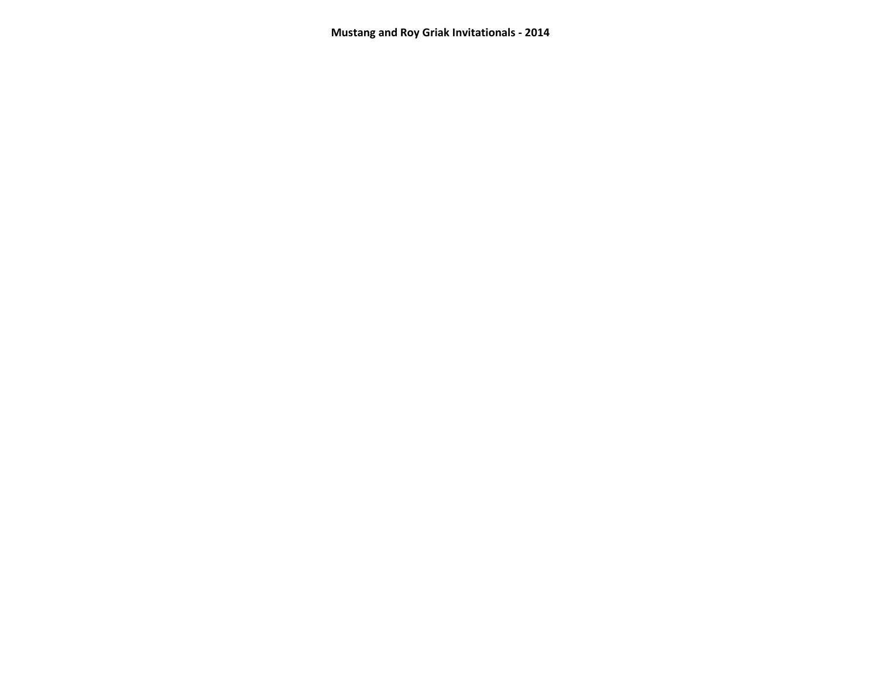**Mustang and Roy Griak Invitationals - 2014**